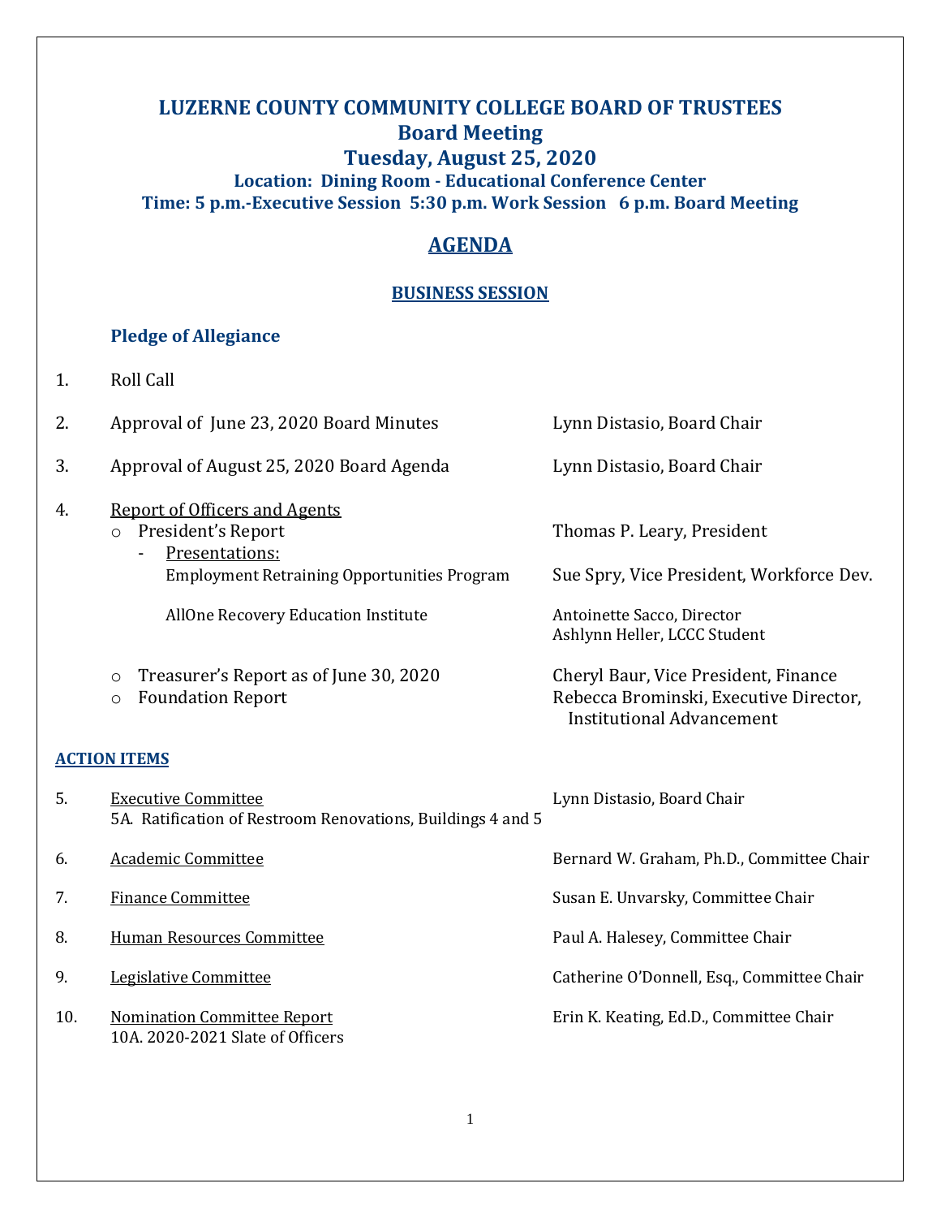# LUZERNE COUNTY COMMUNITY COLLEGE BOARD OF TRUSTEES

## Board Meeting

## Tuesday, August 25, 2020

**Location: Dining Room - Educational Conference Center**

**Time: 5 p.m.-Executive Session 5:30 p.m. Work Session 6 p.m. Board Meeting**

## AGENDA

### BUSINESS SESSION

**Pledge of Allegiance**

1. Roll Call

2. Approval of June 23, 2020 Board Minutes — Lynn Distasio, Board Chair

3. Approval of August 25, 2020 Board Agenda — Lynn Distasio, Board Chair

4. Report of Officers and Agents
   - President's Report — Thomas P. Leary, President
     - Presentations:
       - Employment Retraining Opportunities Program — Sue Spry, Vice President, Workforce Dev.
       - AllOne Recovery Education Institute — Antoinette Sacco, Director; Ashlynn Heller, LCCC Student
   - Treasurer's Report as of June 30, 2020 — Cheryl Baur, Vice President, Finance
   - Foundation Report — Rebecca Brominski, Executive Director, Institutional Advancement

### ACTION ITEMS

5. Executive Committee — Lynn Distasio, Board Chair
   5A. Ratification of Restroom Renovations, Buildings 4 and 5

6. Academic Committee — Bernard W. Graham, Ph.D., Committee Chair

7. Finance Committee — Susan E. Unvarsky, Committee Chair

8. Human Resources Committee — Paul A. Halesey, Committee Chair

9. Legislative Committee — Catherine O'Donnell, Esq., Committee Chair

10. Nomination Committee Report — Erin K. Keating, Ed.D., Committee Chair
    10A. 2020-2021 Slate of Officers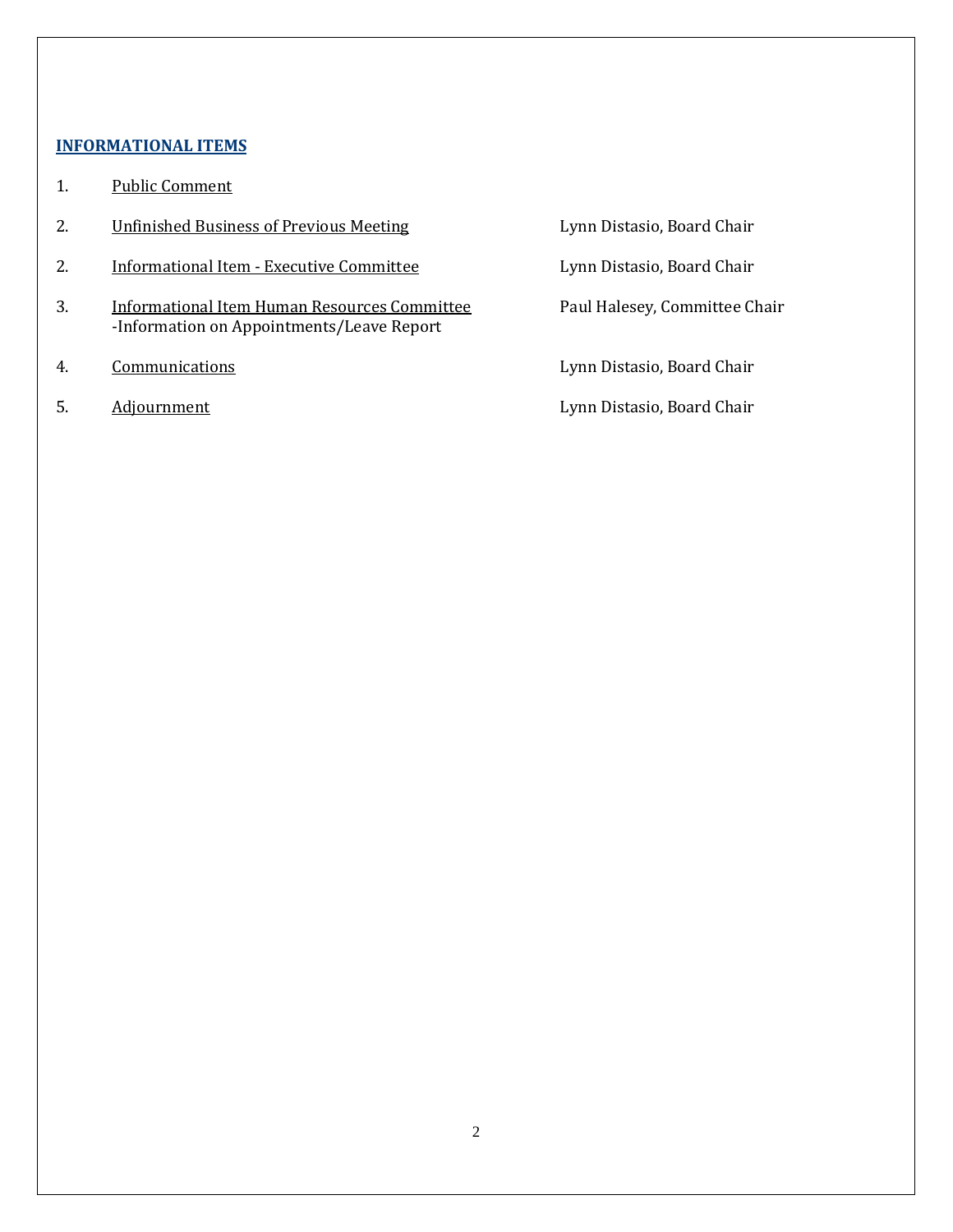## INFORMATIONAL ITEMS

| | | |
|---|---|---|
| 1. | Public Comment | |
| 2. | Unfinished Business of Previous Meeting | Lynn Distasio, Board Chair |
| 2. | Informational Item - Executive Committee | Lynn Distasio, Board Chair |
| 3. | Informational Item Human Resources Committee<br>-Information on Appointments/Leave Report | Paul Halesey, Committee Chair |
| 4. | Communications | Lynn Distasio, Board Chair |
| 5. | Adjournment | Lynn Distasio, Board Chair |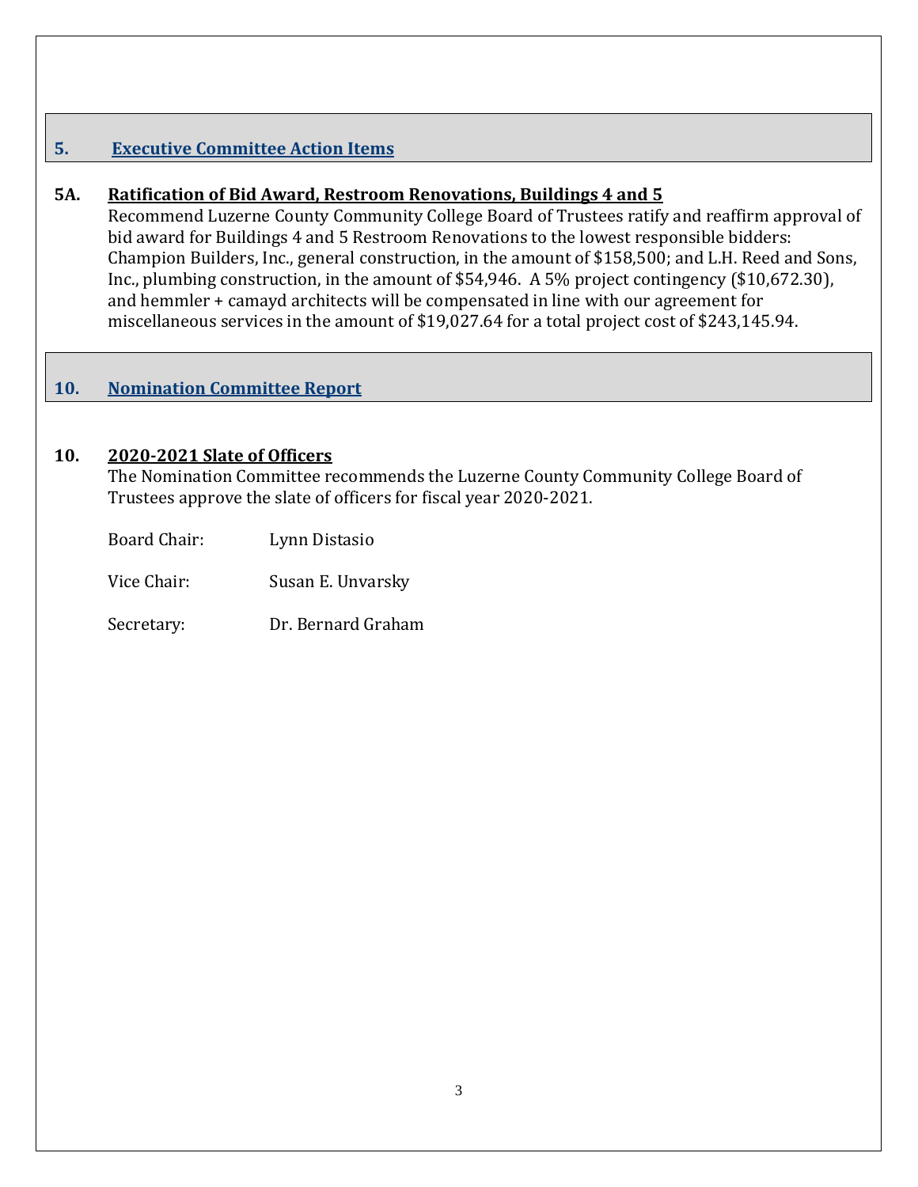## 5. Executive Committee Action Items

**5A. Ratification of Bid Award, Restroom Renovations, Buildings 4 and 5**

Recommend Luzerne County Community College Board of Trustees ratify and reaffirm approval of bid award for Buildings 4 and 5 Restroom Renovations to the lowest responsible bidders: Champion Builders, Inc., general construction, in the amount of $158,500; and L.H. Reed and Sons, Inc., plumbing construction, in the amount of $54,946. A 5% project contingency ($10,672.30), and hemmler + camayd architects will be compensated in line with our agreement for miscellaneous services in the amount of $19,027.64 for a total project cost of $243,145.94.

## 10. Nomination Committee Report

**10. 2020-2021 Slate of Officers**

The Nomination Committee recommends the Luzerne County Community College Board of Trustees approve the slate of officers for fiscal year 2020-2021.

Board Chair: Lynn Distasio

Vice Chair: Susan E. Unvarsky

Secretary: Dr. Bernard Graham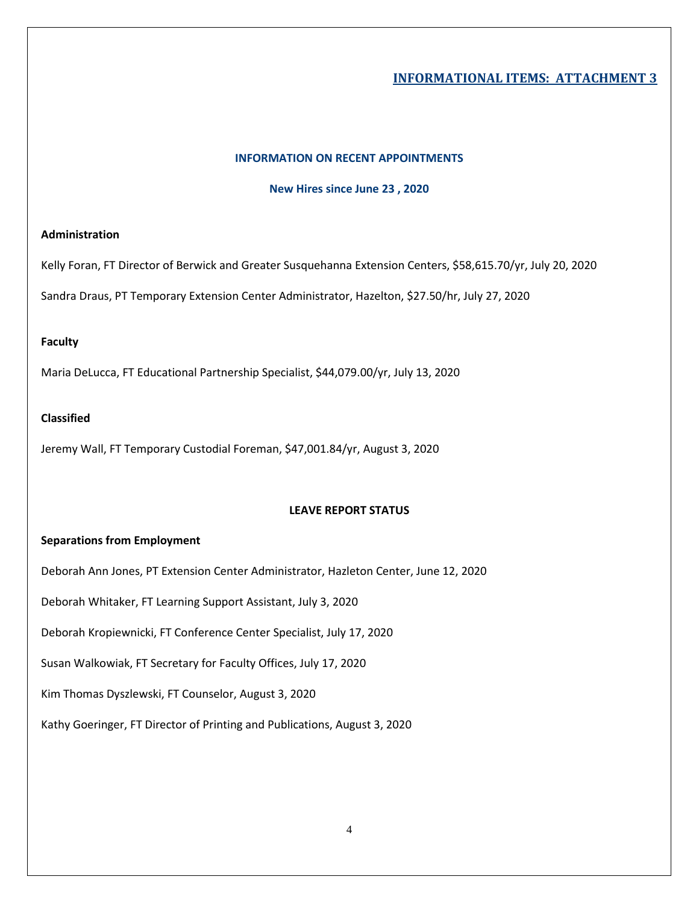## INFORMATIONAL ITEMS: ATTACHMENT 3

### INFORMATION ON RECENT APPOINTMENTS

**New Hires since June 23 , 2020**

**Administration**

Kelly Foran, FT Director of Berwick and Greater Susquehanna Extension Centers, $58,615.70/yr, July 20, 2020

Sandra Draus, PT Temporary Extension Center Administrator, Hazelton, $27.50/hr, July 27, 2020

**Faculty**

Maria DeLucca, FT Educational Partnership Specialist, $44,079.00/yr, July 13, 2020

**Classified**

Jeremy Wall, FT Temporary Custodial Foreman, $47,001.84/yr, August 3, 2020

### LEAVE REPORT STATUS

**Separations from Employment**

Deborah Ann Jones, PT Extension Center Administrator, Hazleton Center, June 12, 2020

Deborah Whitaker, FT Learning Support Assistant, July 3, 2020

Deborah Kropiewnicki, FT Conference Center Specialist, July 17, 2020

Susan Walkowiak, FT Secretary for Faculty Offices, July 17, 2020

Kim Thomas Dyszlewski, FT Counselor, August 3, 2020

Kathy Goeringer, FT Director of Printing and Publications, August 3, 2020